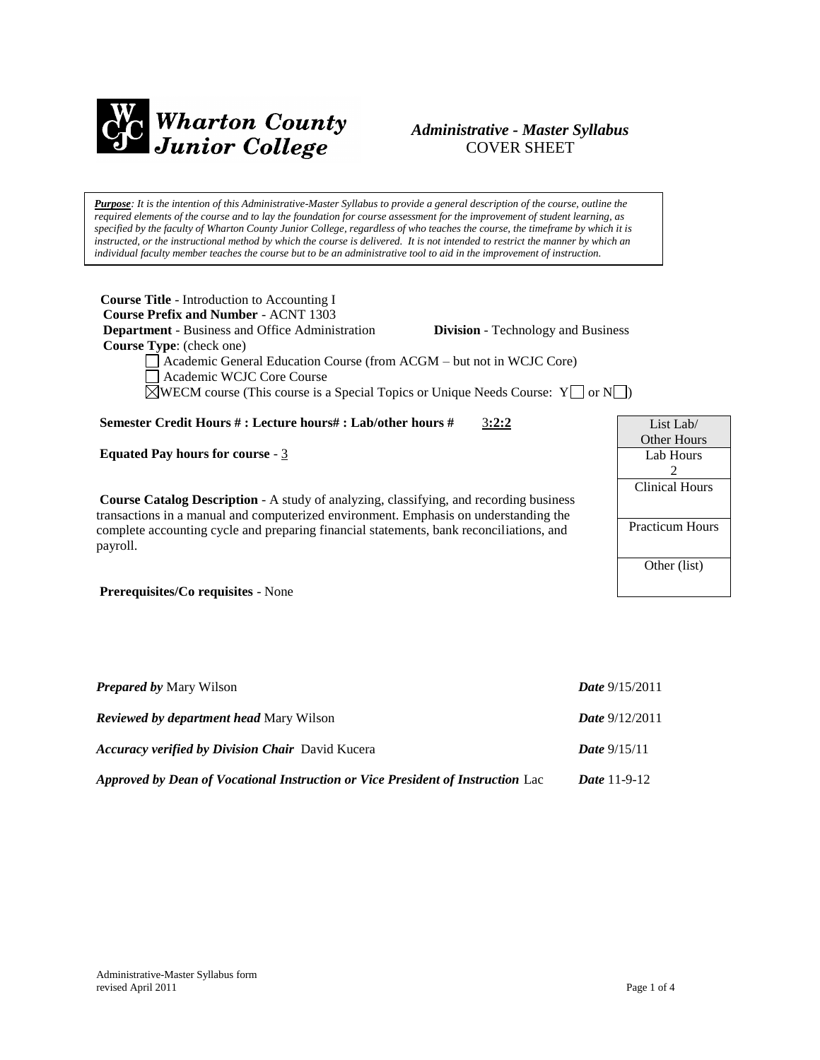**Wharton County Junior College**

***Administrative - Master Syllabus***
COVER SHEET

***Purpose**: It is the intention of this Administrative-Master Syllabus to provide a general description of the course, outline the required elements of the course and to lay the foundation for course assessment for the improvement of student learning, as specified by the faculty of Wharton County Junior College, regardless of who teaches the course, the timeframe by which it is instructed, or the instructional method by which the course is delivered. It is not intended to restrict the manner by which an individual faculty member teaches the course but to be an administrative tool to aid in the improvement of instruction.*

**Course Title** - Introduction to Accounting I
**Course Prefix and Number** - ACNT 1303
**Department** - Business and Office Administration **Division** - Technology and Business
**Course Type**: (check one)

- ☐ Academic General Education Course (from ACGM – but not in WCJC Core)
- ☐ Academic WCJC Core Course
- ☒ WECM course (This course is a Special Topics or Unique Needs Course: Y ☐ or N ☐)

**Semester Credit Hours # : Lecture hours# : Lab/other hours #** 3**:2:2**

**Equated Pay hours for course** - 3

**Course Catalog Description** - A study of analyzing, classifying, and recording business transactions in a manual and computerized environment. Emphasis on understanding the complete accounting cycle and preparing financial statements, bank reconciliations, and payroll.

**Prerequisites/Co requisites** - None

| List Lab/ Other Hours |
|---|
| Lab Hours 2 |
| Clinical Hours |
| Practicum Hours |
| Other (list) |

***Prepared by*** Mary Wilson ***Date*** 9/15/2011

***Reviewed by department head*** Mary Wilson ***Date*** 9/12/2011

***Accuracy verified by Division Chair*** David Kucera ***Date*** 9/15/11

***Approved by Dean of Vocational Instruction or Vice President of Instruction*** Lac ***Date*** 11-9-12

Administrative-Master Syllabus form
revised April 2011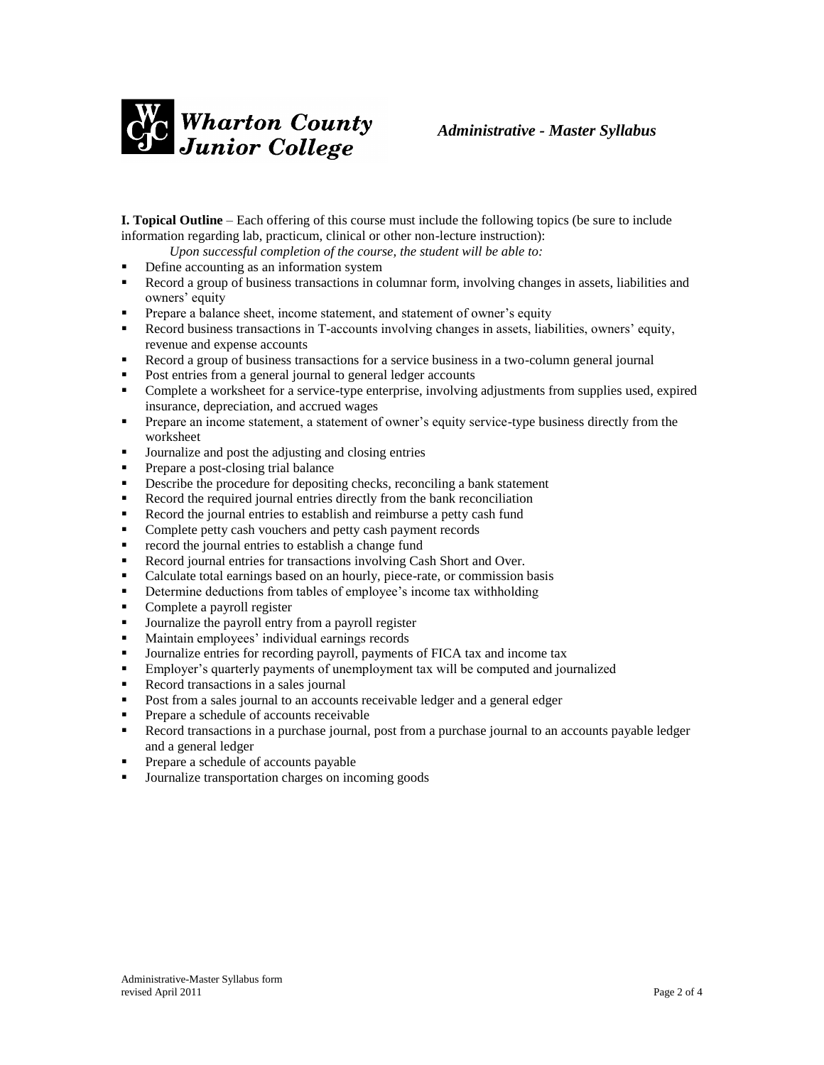**I. Topical Outline** – Each offering of this course must include the following topics (be sure to include information regarding lab, practicum, clinical or other non-lecture instruction):

*Upon successful completion of the course, the student will be able to:*

- Define accounting as an information system
- Record a group of business transactions in columnar form, involving changes in assets, liabilities and owners' equity
- Prepare a balance sheet, income statement, and statement of owner's equity
- Record business transactions in T-accounts involving changes in assets, liabilities, owners' equity, revenue and expense accounts
- Record a group of business transactions for a service business in a two-column general journal
- Post entries from a general journal to general ledger accounts
- Complete a worksheet for a service-type enterprise, involving adjustments from supplies used, expired insurance, depreciation, and accrued wages
- Prepare an income statement, a statement of owner's equity service-type business directly from the worksheet
- Journalize and post the adjusting and closing entries
- Prepare a post-closing trial balance
- Describe the procedure for depositing checks, reconciling a bank statement
- Record the required journal entries directly from the bank reconciliation
- Record the journal entries to establish and reimburse a petty cash fund
- Complete petty cash vouchers and petty cash payment records
- record the journal entries to establish a change fund
- Record journal entries for transactions involving Cash Short and Over.
- Calculate total earnings based on an hourly, piece-rate, or commission basis
- Determine deductions from tables of employee's income tax withholding
- Complete a payroll register
- Journalize the payroll entry from a payroll register
- Maintain employees' individual earnings records
- Journalize entries for recording payroll, payments of FICA tax and income tax
- Employer's quarterly payments of unemployment tax will be computed and journalized
- Record transactions in a sales journal
- Post from a sales journal to an accounts receivable ledger and a general edger
- Prepare a schedule of accounts receivable
- Record transactions in a purchase journal, post from a purchase journal to an accounts payable ledger and a general ledger
- Prepare a schedule of accounts payable
- Journalize transportation charges on incoming goods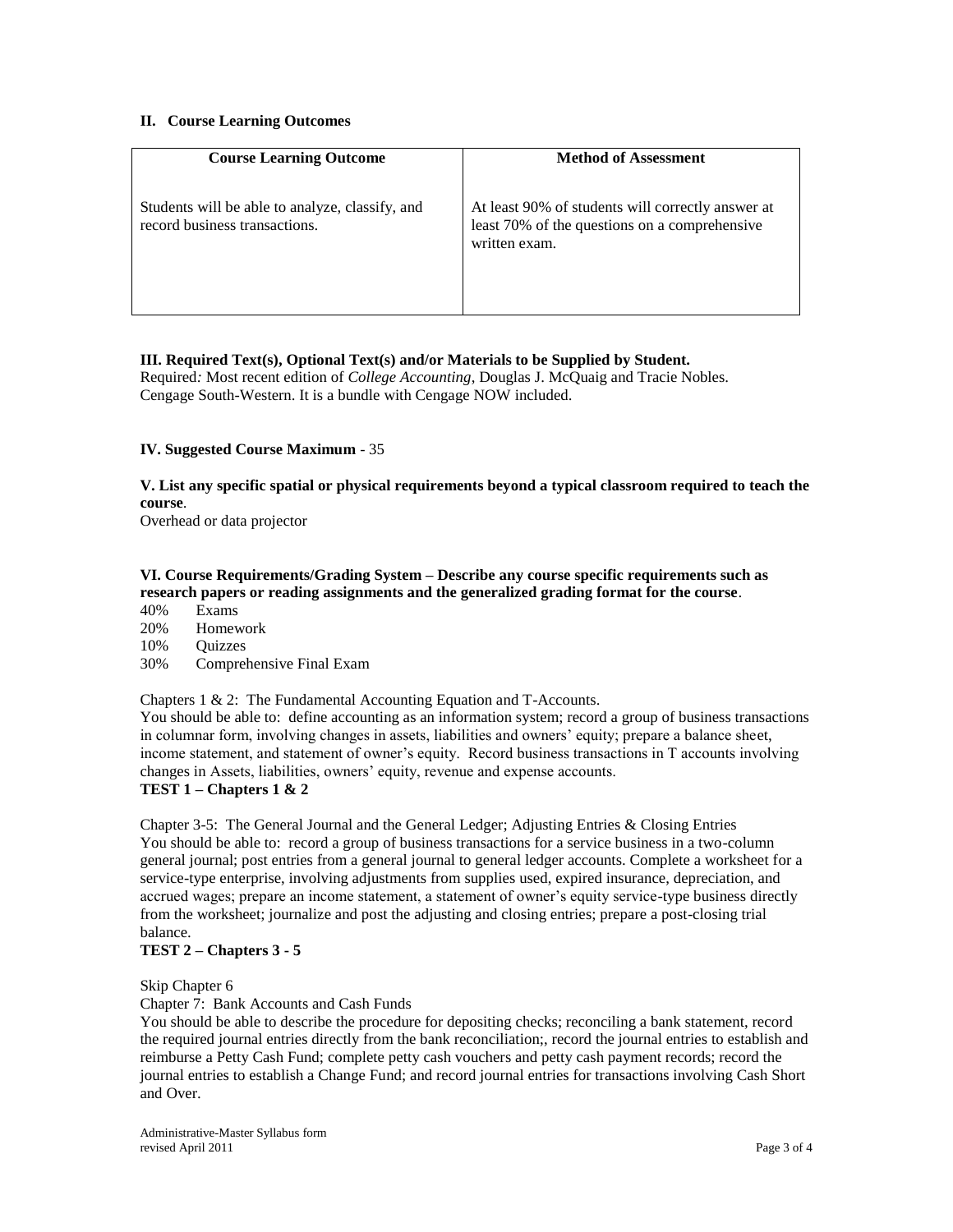## II. Course Learning Outcomes

| Course Learning Outcome | Method of Assessment |
|---|---|
| Students will be able to analyze, classify, and record business transactions. | At least 90% of students will correctly answer at least 70% of the questions on a comprehensive written exam. |

## III. Required Text(s), Optional Text(s) and/or Materials to be Supplied by Student.

Required*:* Most recent edition of *College Accounting*, Douglas J. McQuaig and Tracie Nobles. Cengage South-Western. It is a bundle with Cengage NOW included.

## IV. Suggested Course Maximum - 35

## V. List any specific spatial or physical requirements beyond a typical classroom required to teach the course.

Overhead or data projector

## VI. Course Requirements/Grading System – Describe any course specific requirements such as research papers or reading assignments and the generalized grading format for the course.

- 40% Exams
- 20% Homework
- 10% Quizzes
- 30% Comprehensive Final Exam

Chapters 1 & 2: The Fundamental Accounting Equation and T-Accounts.
You should be able to: define accounting as an information system; record a group of business transactions in columnar form, involving changes in assets, liabilities and owners' equity; prepare a balance sheet, income statement, and statement of owner's equity. Record business transactions in T accounts involving changes in Assets, liabilities, owners' equity, revenue and expense accounts.

**TEST 1 – Chapters 1 & 2**

Chapter 3-5: The General Journal and the General Ledger; Adjusting Entries & Closing Entries
You should be able to: record a group of business transactions for a service business in a two-column general journal; post entries from a general journal to general ledger accounts. Complete a worksheet for a service-type enterprise, involving adjustments from supplies used, expired insurance, depreciation, and accrued wages; prepare an income statement, a statement of owner's equity service-type business directly from the worksheet; journalize and post the adjusting and closing entries; prepare a post-closing trial balance.

**TEST 2 – Chapters 3 - 5**

Skip Chapter 6

Chapter 7: Bank Accounts and Cash Funds
You should be able to describe the procedure for depositing checks; reconciling a bank statement, record the required journal entries directly from the bank reconciliation;, record the journal entries to establish and reimburse a Petty Cash Fund; complete petty cash vouchers and petty cash payment records; record the journal entries to establish a Change Fund; and record journal entries for transactions involving Cash Short and Over.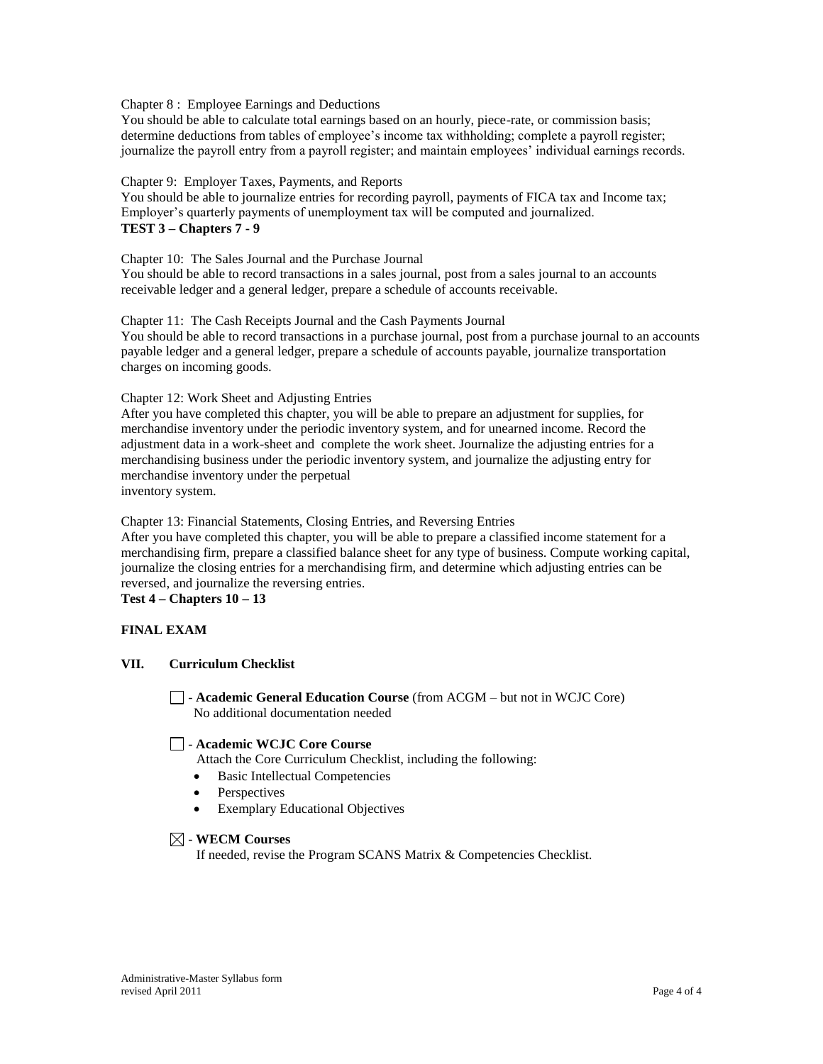Chapter 8 : Employee Earnings and Deductions
You should be able to calculate total earnings based on an hourly, piece-rate, or commission basis; determine deductions from tables of employee's income tax withholding; complete a payroll register; journalize the payroll entry from a payroll register; and maintain employees' individual earnings records.

Chapter 9: Employer Taxes, Payments, and Reports
You should be able to journalize entries for recording payroll, payments of FICA tax and Income tax; Employer's quarterly payments of unemployment tax will be computed and journalized.
**TEST 3 – Chapters 7 - 9**

Chapter 10: The Sales Journal and the Purchase Journal
You should be able to record transactions in a sales journal, post from a sales journal to an accounts receivable ledger and a general ledger, prepare a schedule of accounts receivable.

Chapter 11: The Cash Receipts Journal and the Cash Payments Journal
You should be able to record transactions in a purchase journal, post from a purchase journal to an accounts payable ledger and a general ledger, prepare a schedule of accounts payable, journalize transportation charges on incoming goods.

Chapter 12: Work Sheet and Adjusting Entries
After you have completed this chapter, you will be able to prepare an adjustment for supplies, for merchandise inventory under the periodic inventory system, and for unearned income. Record the adjustment data in a work-sheet and complete the work sheet. Journalize the adjusting entries for a merchandising business under the periodic inventory system, and journalize the adjusting entry for merchandise inventory under the perpetual inventory system.

Chapter 13: Financial Statements, Closing Entries, and Reversing Entries
After you have completed this chapter, you will be able to prepare a classified income statement for a merchandising firm, prepare a classified balance sheet for any type of business. Compute working capital, journalize the closing entries for a merchandising firm, and determine which adjusting entries can be reversed, and journalize the reversing entries.
**Test 4 – Chapters 10 – 13**

**FINAL EXAM**

## VII. Curriculum Checklist

☐ - **Academic General Education Course** (from ACGM – but not in WCJC Core)
No additional documentation needed

☐ - **Academic WCJC Core Course**
Attach the Core Curriculum Checklist, including the following:

- Basic Intellectual Competencies
- Perspectives
- Exemplary Educational Objectives

☒ - **WECM Courses**
If needed, revise the Program SCANS Matrix & Competencies Checklist.

Administrative-Master Syllabus form
revised April 2011